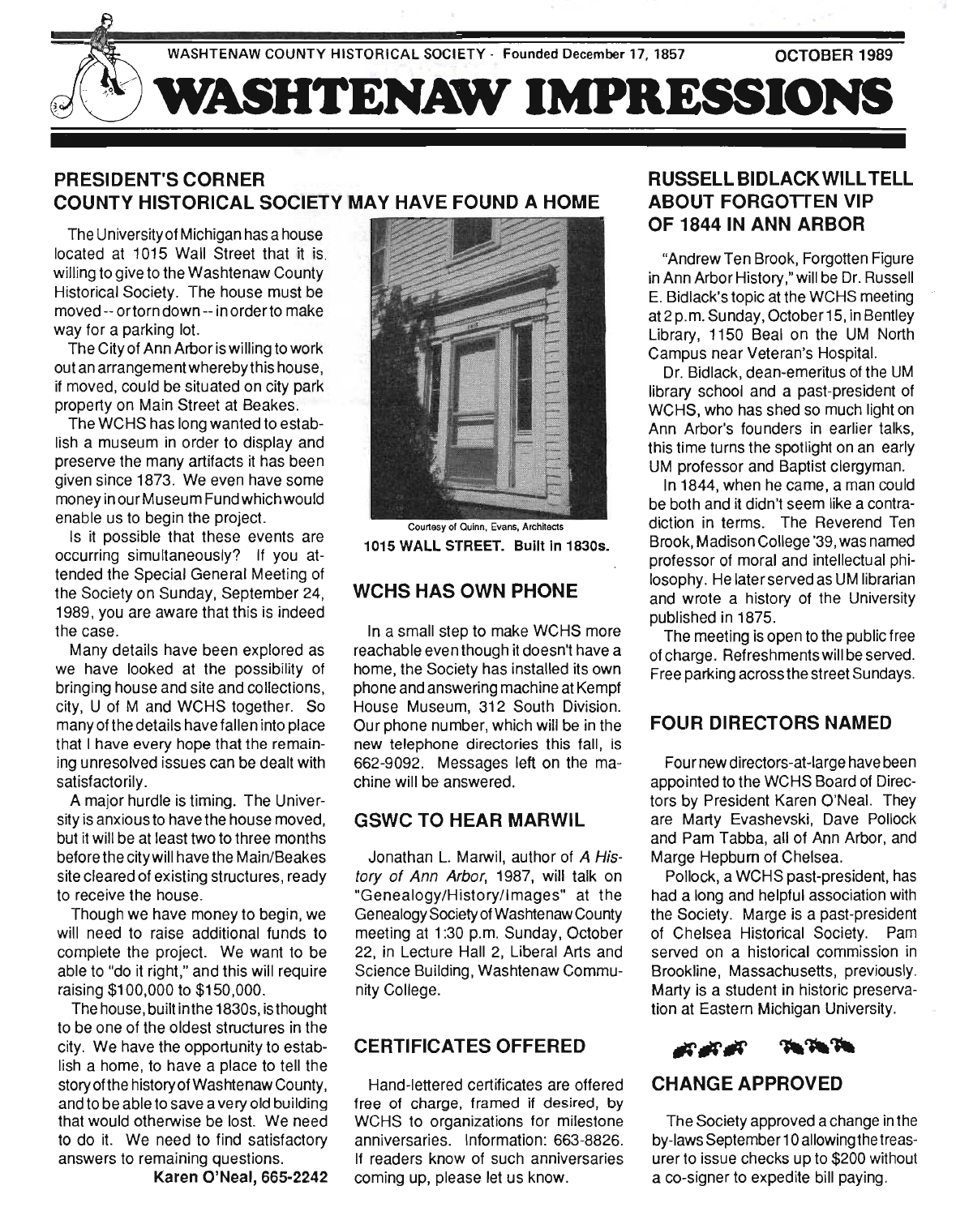WASHTENAW COUNTY HISTORICAL SOCIETY - Founded December 17, 1857 — OCTOBER 1989

# WASHTENAW IMPRESSIONS

## PRESIDENT'S CORNER
## COUNTY HISTORICAL SOCIETY MAY HAVE FOUND A HOME

The University of Michigan has a house located at 1015 Wall Street that it is willing to give to the Washtenaw County Historical Society. The house must be moved -- or torn down -- in order to make way for a parking lot.

The City of Ann Arbor is willing to work out an arrangement whereby this house, if moved, could be situated on city park property on Main Street at Beakes.

The WCHS has long wanted to establish a museum in order to display and preserve the many artifacts it has been given since 1873. We even have some money in our Museum Fund which would enable us to begin the project.

Is it possible that these events are occurring simultaneously? If you attended the Special General Meeting of the Society on Sunday, September 24, 1989, you are aware that this is indeed the case.

Many details have been explored as we have looked at the possibility of bringing house and site and collections, city, U of M and WCHS together. So many of the details have fallen into place that I have every hope that the remaining unresolved issues can be dealt with satisfactorily.

A major hurdle is timing. The University is anxious to have the house moved, but it will be at least two to three months before the city will have the Main/Beakes site cleared of existing structures, ready to receive the house.

Though we have money to begin, we will need to raise additional funds to complete the project. We want to be able to "do it right," and this will require raising $100,000 to $150,000.

The house, built in the 1830s, is thought to be one of the oldest structures in the city. We have the opportunity to establish a home, to have a place to tell the story of the history of Washtenaw County, and to be able to save a very old building that would otherwise be lost. We need to do it. We need to find satisfactory answers to remaining questions.

**Karen O'Neal, 665-2242**

Courtesy of Quinn, Evans, Architects

**1015 WALL STREET. Built in 1830s.**

## WCHS HAS OWN PHONE

In a small step to make WCHS more reachable even though it doesn't have a home, the Society has installed its own phone and answering machine at Kempf House Museum, 312 South Division. Our phone number, which will be in the new telephone directories this fall, is 662-9092. Messages left on the machine will be answered.

## GSWC TO HEAR MARWIL

Jonathan L. Marwil, author of *A History of Ann Arbor*, 1987, will talk on "Genealogy/History/Images" at the Genealogy Society of Washtenaw County meeting at 1:30 p.m. Sunday, October 22, in Lecture Hall 2, Liberal Arts and Science Building, Washtenaw Community College.

## CERTIFICATES OFFERED

Hand-lettered certificates are offered free of charge, framed if desired, by WCHS to organizations for milestone anniversaries. Information: 663-8826. If readers know of such anniversaries coming up, please let us know.

## RUSSELL BIDLACK WILL TELL ABOUT FORGOTTEN VIP OF 1844 IN ANN ARBOR

"Andrew Ten Brook, Forgotten Figure in Ann Arbor History," will be Dr. Russell E. Bidlack's topic at the WCHS meeting at 2 p.m. Sunday, October 15, in Bentley Library, 1150 Beal on the UM North Campus near Veteran's Hospital.

Dr. Bidlack, dean-emeritus of the UM library school and a past-president of WCHS, who has shed so much light on Ann Arbor's founders in earlier talks, this time turns the spotlight on an early UM professor and Baptist clergyman.

In 1844, when he came, a man could be both and it didn't seem like a contradiction in terms. The Reverend Ten Brook, Madison College '39, was named professor of moral and intellectual philosophy. He later served as UM librarian and wrote a history of the University published in 1875.

The meeting is open to the public free of charge. Refreshments will be served. Free parking across the street Sundays.

## FOUR DIRECTORS NAMED

Four new directors-at-large have been appointed to the WCHS Board of Directors by President Karen O'Neal. They are Marty Evashevski, Dave Pollock and Pam Tabba, all of Ann Arbor, and Marge Hepburn of Chelsea.

Pollock, a WCHS past-president, has had a long and helpful association with the Society. Marge is a past-president of Chelsea Historical Society. Pam served on a historical commission in Brookline, Massachusetts, previously. Marty is a student in historic preservation at Eastern Michigan University.

## CHANGE APPROVED

The Society approved a change in the by-laws September 10 allowing the treasurer to issue checks up to $200 without a co-signer to expedite bill paying.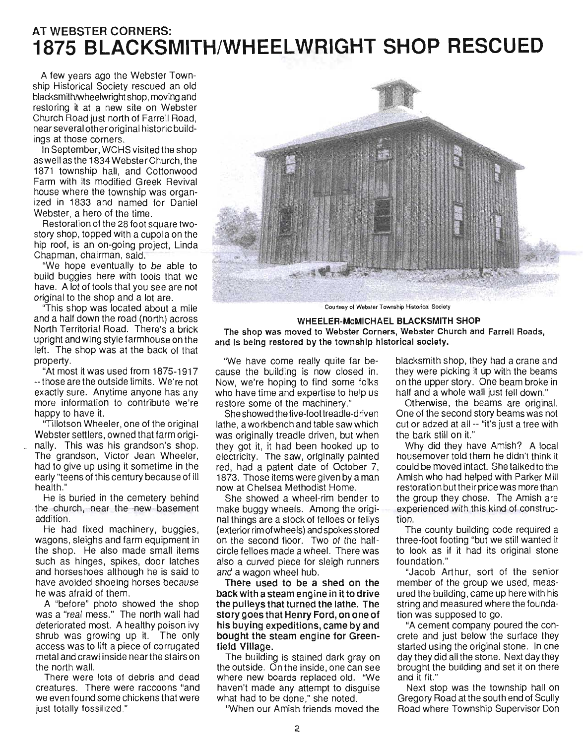# AT WEBSTER CORNERS: 1875 BLACKSMITH/WHEELWRIGHT SHOP RESCUED

A few years ago the Webster Township Historical Society rescued an old blacksmith/wheelwright shop, moving and restoring it at a new site on Webster Church Road just north of Farrell Road, near several other original historic buildings at those corners.

In September, WCHS visited the shop as well as the 1834 Webster Church, the 1871 township hall, and Cottonwood Farm with its modified Greek Revival house where the township was organized in 1833 and named for Daniel Webster, a hero of the time.

Restoration of the 28 foot square two-story shop, topped with a cupola on the hip roof, is an on-going project, Linda Chapman, chairman, said.

"We hope eventually to be able to build buggies here with tools that we have. A lot of tools that you see are not original to the shop and a lot are.

"This shop was located about a mile and a half down the road (north) across North Territorial Road. There's a brick upright and wing style farmhouse on the left. The shop was at the back of that property.

"At most it was used from 1875-1917 -- those are the outside limits. We're not exactly sure. Anytime anyone has any more information to contribute we're happy to have it.

"Tillotson Wheeler, one of the original Webster settlers, owned that farm originally. This was his grandson's shop. The grandson, Victor Jean Wheeler, had to give up using it sometime in the early "teens of this century because of ill health."

He is buried in the cemetery behind the church, near the new basement addition.

He had fixed machinery, buggies, wagons, sleighs and farm equipment in the shop. He also made small items such as hinges, spikes, door latches and horseshoes although he is said to have avoided shoeing horses because he was afraid of them.

A "before" photo showed the shop was a "*real* mess." The north wall had deteriorated most. A healthy poison ivy shrub was growing up it. The only access was to lift a piece of corrugated metal and crawl inside near the stairs on the north wall.

There were lots of debris and dead creatures. There were raccoons "and we even found some chickens that were just totally fossilized."

Courtesy of Webster Township Historical Society

**WHEELER-McMICHAEL BLACKSMITH SHOP**
**The shop was moved to Webster Corners, Webster Church and Farrell Roads, and is being restored by the township historical society.**

"We have come really quite far because the building is now closed in. Now, we're hoping to find some folks who have time and expertise to help us restore some of the machinery."

She showed the five-foot treadle-driven lathe, a workbench and table saw which was originally treadle driven, but when they got it, it had been hooked up to electricity. The saw, originally painted red, had a patent date of October 7, 1873. Those items were given by a man now at Chelsea Methodist Home.

She showed a wheel-rim bender to make buggy wheels. Among the original things are a stock of felloes or fellys (exterior rim of wheels) and spokes stored on the second floor. Two of the half-circle felloes made a wheel. There was also a curved piece for sleigh runners and a wagon wheel hub.

**There used to be a shed on the back with a steam engine in it to drive the pulleys that turned the lathe. The story goes that Henry Ford, on one of his buying expeditions, came by and bought the steam engine for Greenfield Village.**

The building is stained dark gray on the outside. On the inside, one can see where new boards replaced old. "We haven't made any attempt to disguise what had to be done," she noted.

"When our Amish friends moved the blacksmith shop, they had a crane and they were picking it up with the beams on the upper story. One beam broke in half and a whole wall just fell down."

Otherwise, the beams are original. One of the second story beams was not cut or adzed at all -- "it's just a tree with the bark still on it."

Why did they have Amish? A local housemover told them he didn't think it could be moved intact. She talked to the Amish who had helped with Parker Mill restoration but their price was more than the group they chose. The Amish are experienced with this kind of construction.

The county building code required a three-foot footing "but we still wanted it to look as if it had its original stone foundation."

"Jacob Arthur, sort of the senior member of the group we used, measured the building, came up here with his string and measured where the foundation was supposed to go.

"A cement company poured the concrete and just below the surface they started using the original stone. In one day they did all the stone. Next day they brought the building and set it on there and it fit."

Next stop was the township hall on Gregory Road at the south end of Scully Road where Township Supervisor Don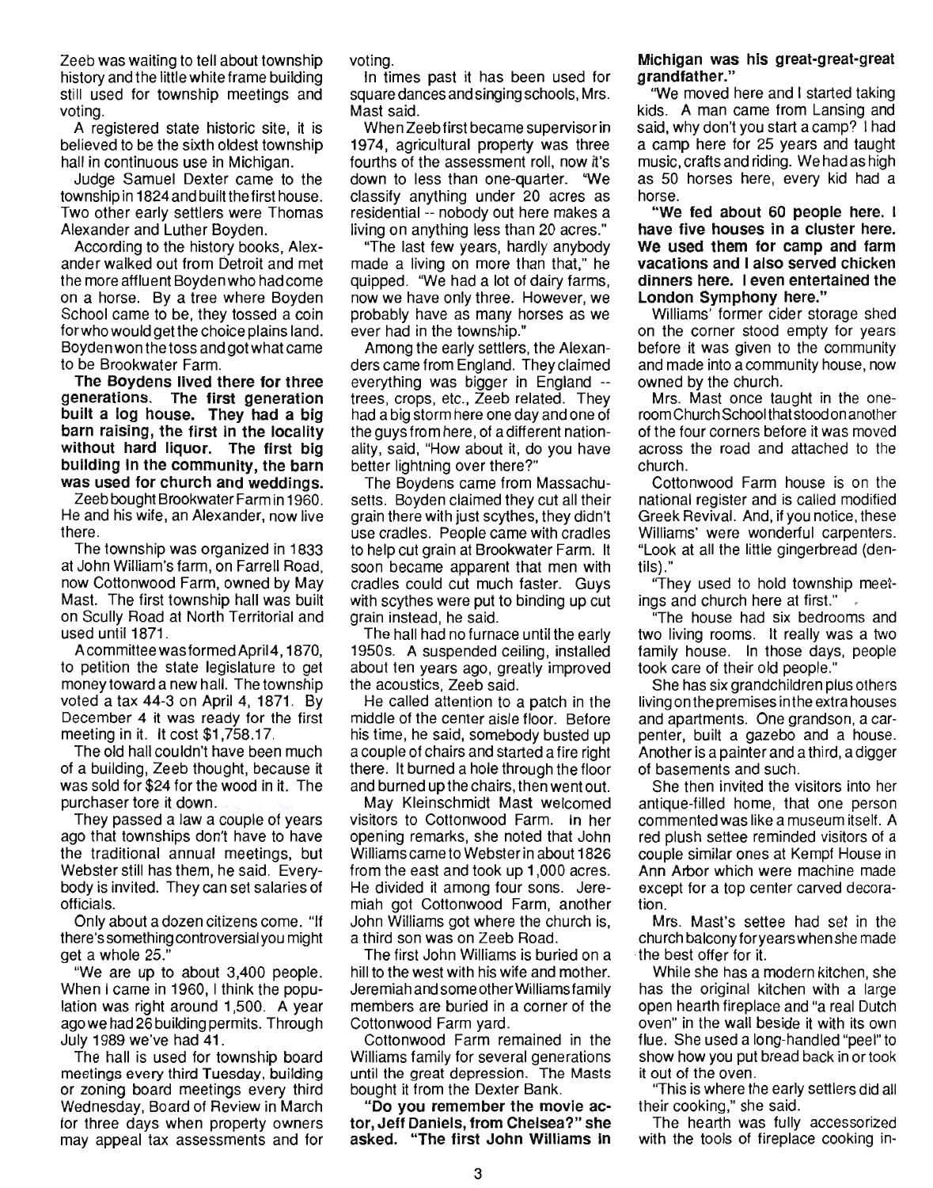Zeeb was waiting to tell about township history and the little white frame building still used for township meetings and voting.

A registered state historic site, it is believed to be the sixth oldest township hall in continuous use in Michigan.

Judge Samuel Dexter came to the township in 1824 and built the first house. Two other early settlers were Thomas Alexander and Luther Boyden.

According to the history books, Alexander walked out from Detroit and met the more affluent Boyden who had come on a horse. By a tree where Boyden School came to be, they tossed a coin for who would get the choice plains land. Boyden won the toss and got what came to be Brookwater Farm.

**The Boydens lived there for three generations. The first generation built a log house. They had a big barn raising, the first in the locality without hard liquor. The first big building in the community, the barn was used for church and weddings.**

Zeeb bought Brookwater Farm in 1960. He and his wife, an Alexander, now live there.

The township was organized in 1833 at John William's farm, on Farrell Road, now Cottonwood Farm, owned by May Mast. The first township hall was built on Scully Road at North Territorial and used until 1871.

A committee was formed April 4, 1870, to petition the state legislature to get money toward a new hall. The township voted a tax 44-3 on April 4, 1871. By December 4 it was ready for the first meeting in it. It cost $1,758.17.

The old hall couldn't have been much of a building, Zeeb thought, because it was sold for $24 for the wood in it. The purchaser tore it down.

They passed a law a couple of years ago that townships don't have to have the traditional annual meetings, but Webster still has them, he said. Everybody is invited. They can set salaries of officials.

Only about a dozen citizens come. "If there's something controversial you might get a whole 25."

"We are up to about 3,400 people. When I came in 1960, I think the population was right around 1,500. A year ago we had 26 building permits. Through July 1989 we've had 41.

The hall is used for township board meetings every third Tuesday, building or zoning board meetings every third Wednesday, Board of Review in March for three days when property owners may appeal tax assessments and for voting.

In times past it has been used for square dances and singing schools, Mrs. Mast said.

When Zeeb first became supervisor in 1974, agricultural property was three fourths of the assessment roll, now it's down to less than one-quarter. "We classify anything under 20 acres as residential -- nobody out here makes a living on anything less than 20 acres."

"The last few years, hardly anybody made a living on more than that," he quipped. "We had a lot of dairy farms, now we have only three. However, we probably have as many horses as we ever had in the township."

Among the early settlers, the Alexanders came from England. They claimed everything was bigger in England -- trees, crops, etc., Zeeb related. They had a big storm here one day and one of the guys from here, of a different nationality, said, "How about it, do you have better lightning over there?"

The Boydens came from Massachusetts. Boyden claimed they cut all their grain there with just scythes, they didn't use cradles. People came with cradles to help cut grain at Brookwater Farm. It soon became apparent that men with cradles could cut much faster. Guys with scythes were put to binding up cut grain instead, he said.

The hall had no furnace until the early 1950s. A suspended ceiling, installed about ten years ago, greatly improved the acoustics, Zeeb said.

He called attention to a patch in the middle of the center aisle floor. Before his time, he said, somebody busted up a couple of chairs and started a fire right there. It burned a hole through the floor and burned up the chairs, then went out.

May Kleinschmidt Mast welcomed visitors to Cottonwood Farm. In her opening remarks, she noted that John Williams came to Webster in about 1826 from the east and took up 1,000 acres. He divided it among four sons. Jeremiah got Cottonwood Farm, another John Williams got where the church is, a third son was on Zeeb Road.

The first John Williams is buried on a hill to the west with his wife and mother. Jeremiah and some other Williams family members are buried in a corner of the Cottonwood Farm yard.

Cottonwood Farm remained in the Williams family for several generations until the great depression. The Masts bought it from the Dexter Bank.

**"Do you remember the movie actor, Jeff Daniels, from Chelsea?" she asked. "The first John Williams in Michigan was his great-great-great grandfather."**

"We moved here and I started taking kids. A man came from Lansing and said, why don't you start a camp? I had a camp here for 25 years and taught music, crafts and riding. We had as high as 50 horses here, every kid had a horse.

**"We fed about 60 people here. I have five houses in a cluster here. We used them for camp and farm vacations and I also served chicken dinners here. I even entertained the London Symphony here."**

Williams' former cider storage shed on the corner stood empty for years before it was given to the community and made into a community house, now owned by the church.

Mrs. Mast once taught in the one-room Church School that stood on another of the four corners before it was moved across the road and attached to the church.

Cottonwood Farm house is on the national register and is called modified Greek Revival. And, if you notice, these Williams' were wonderful carpenters. "Look at all the little gingerbread (dentils)."

"They used to hold township meetings and church here at first."

"The house had six bedrooms and two living rooms. It really was a two family house. In those days, people took care of their old people."

She has six grandchildren plus others living on the premises in the extra houses and apartments. One grandson, a carpenter, built a gazebo and a house. Another is a painter and a third, a digger of basements and such.

She then invited the visitors into her antique-filled home, that one person commented was like a museum itself. A red plush settee reminded visitors of a couple similar ones at Kempf House in Ann Arbor which were machine made except for a top center carved decoration.

Mrs. Mast's settee had set in the church balcony for years when she made the best offer for it.

While she has a modern kitchen, she has the original kitchen with a large open hearth fireplace and "a real Dutch oven" in the wall beside it with its own flue. She used a long-handled "peel" to show how you put bread back in or took it out of the oven.

"This is where the early settlers did all their cooking," she said.

The hearth was fully accessorized with the tools of fireplace cooking in-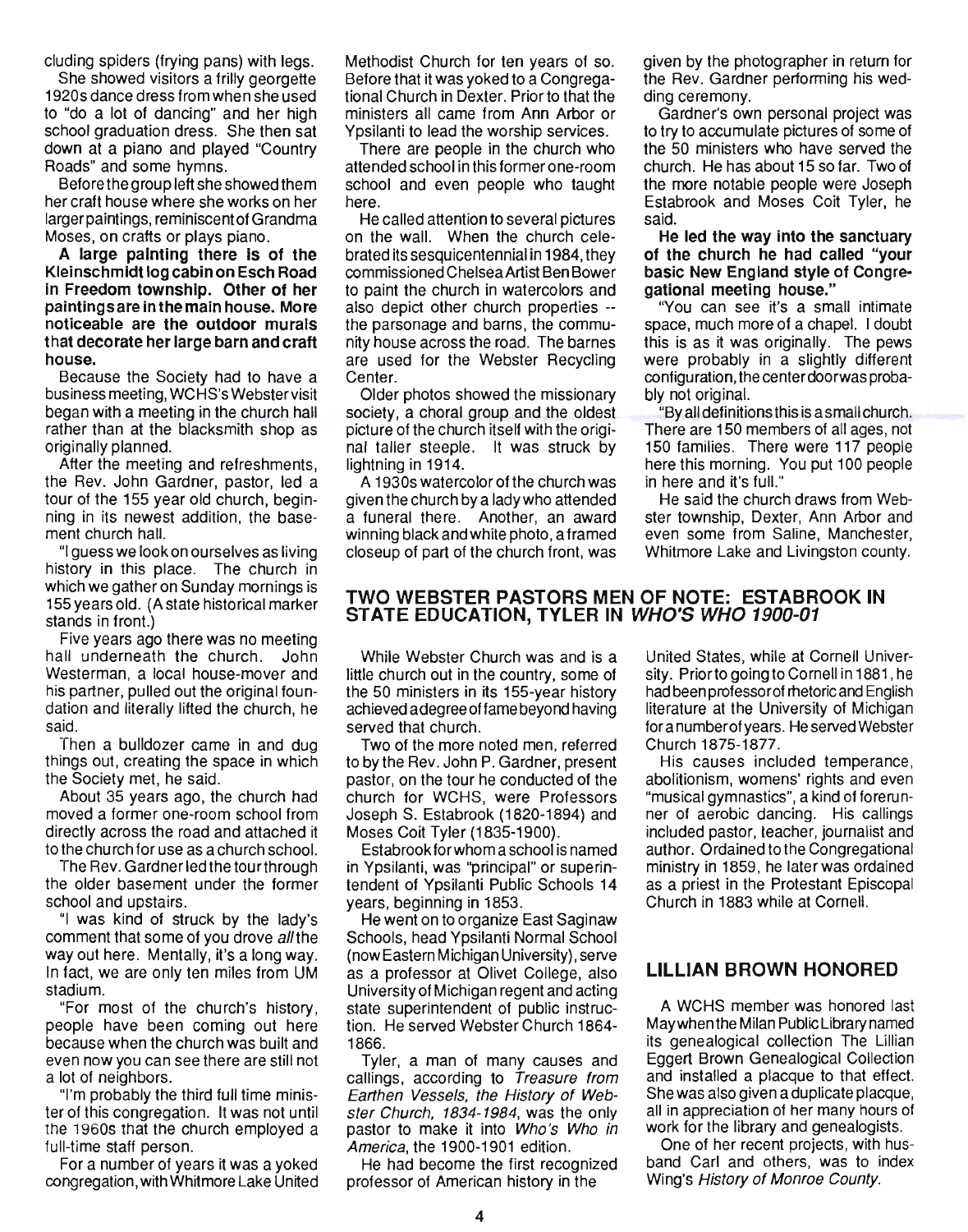cluding spiders (frying pans) with legs.

She showed visitors a frilly georgette 1920s dance dress from when she used to "do a lot of dancing" and her high school graduation dress. She then sat down at a piano and played "Country Roads" and some hymns.

Before the group left she showed them her craft house where she works on her larger paintings, reminiscent of Grandma Moses, on crafts or plays piano.

**A large painting there is of the Kleinschmidt log cabin on Esch Road in Freedom township. Other of her paintings are in the main house. More noticeable are the outdoor murals that decorate her large barn and craft house.**

Because the Society had to have a business meeting, WCHS's Webster visit began with a meeting in the church hall rather than at the blacksmith shop as originally planned.

After the meeting and refreshments, the Rev. John Gardner, pastor, led a tour of the 155 year old church, beginning in its newest addition, the basement church hall.

"I guess we look on ourselves as living history in this place. The church in which we gather on Sunday mornings is 155 years old. (A state historical marker stands in front.)

Five years ago there was no meeting hall underneath the church. John Westerman, a local house-mover and his partner, pulled out the original foundation and literally lifted the church, he said.

Then a bulldozer came in and dug things out, creating the space in which the Society met, he said.

About 35 years ago, the church had moved a former one-room school from directly across the road and attached it to the church for use as a church school.

The Rev. Gardner led the tour through the older basement under the former school and upstairs.

"I was kind of struck by the lady's comment that some of you drove *all* the way out here. Mentally, it's a long way. In fact, we are only ten miles from UM stadium.

"For most of the church's history, people have been coming out here because when the church was built and even now you can see there are still not a lot of neighbors.

"I'm probably the third full time minister of this congregation. It was not until the 1960s that the church employed a full-time staff person.

For a number of years it was a yoked congregation, with Whitmore Lake United Methodist Church for ten years of so. Before that it was yoked to a Congregational Church in Dexter. Prior to that the ministers all came from Ann Arbor or Ypsilanti to lead the worship services.

There are people in the church who attended school in this former one-room school and even people who taught here.

He called attention to several pictures on the wall. When the church celebrated its sesquicentennial in 1984, they commissioned Chelsea Artist Ben Bower to paint the church in watercolors and also depict other church properties -- the parsonage and barns, the community house across the road. The barnes are used for the Webster Recycling Center.

Older photos showed the missionary society, a choral group and the oldest picture of the church itself with the original taller steeple. It was struck by lightning in 1914.

A 1930s watercolor of the church was given the church by a lady who attended a funeral there. Another, an award winning black and white photo, a framed closeup of part of the church front, was given by the photographer in return for the Rev. Gardner performing his wedding ceremony.

Gardner's own personal project was to try to accumulate pictures of some of the 50 ministers who have served the church. He has about 15 so far. Two of the more notable people were Joseph Estabrook and Moses Coit Tyler, he said.

**He led the way into the sanctuary of the church he had called "your basic New England style of Congregational meeting house."**

"You can see it's a small intimate space, much more of a chapel. I doubt this is as it was originally. The pews were probably in a slightly different configuration, the center door was probably not original.

"By all definitions this is a small church. There are 150 members of all ages, not 150 families. There were 117 people here this morning. You put 100 people in here and it's full."

He said the church draws from Webster township, Dexter, Ann Arbor and even some from Saline, Manchester, Whitmore Lake and Livingston county.

## TWO WEBSTER PASTORS MEN OF NOTE: ESTABROOK IN STATE EDUCATION, TYLER IN *WHO'S WHO 1900-01*

While Webster Church was and is a little church out in the country, some of the 50 ministers in its 155-year history achieved a degree of fame beyond having served that church.

Two of the more noted men, referred to by the Rev. John P. Gardner, present pastor, on the tour he conducted of the church for WCHS, were Professors Joseph S. Estabrook (1820-1894) and Moses Coit Tyler (1835-1900).

Estabrook for whom a school is named in Ypsilanti, was "principal" or superintendent of Ypsilanti Public Schools 14 years, beginning in 1853.

He went on to organize East Saginaw Schools, head Ypsilanti Normal School (now Eastern Michigan University), serve as a professor at Olivet College, also University of Michigan regent and acting state superintendent of public instruction. He served Webster Church 1864-1866.

Tyler, a man of many causes and callings, according to *Treasure from Earthen Vessels, the History of Webster Church, 1834-1984*, was the only pastor to make it into *Who's Who in America*, the 1900-1901 edition.

He had become the first recognized professor of American history in the United States, while at Cornell University. Prior to going to Cornell in 1881, he had been professor of rhetoric and English literature at the University of Michigan for a number of years. He served Webster Church 1875-1877.

His causes included temperance, abolitionism, womens' rights and even "musical gymnastics", a kind of forerunner of aerobic dancing. His callings included pastor, teacher, journalist and author. Ordained to the Congregational ministry in 1859, he later was ordained as a priest in the Protestant Episcopal Church in 1883 while at Cornell.

## LILLIAN BROWN HONORED

A WCHS member was honored last May when the Milan Public Library named its genealogical collection The Lillian Eggert Brown Genealogical Collection and installed a placque to that effect. She was also given a duplicate placque, all in appreciation of her many hours of work for the library and genealogists.

One of her recent projects, with husband Carl and others, was to index Wing's *History of Monroe County*.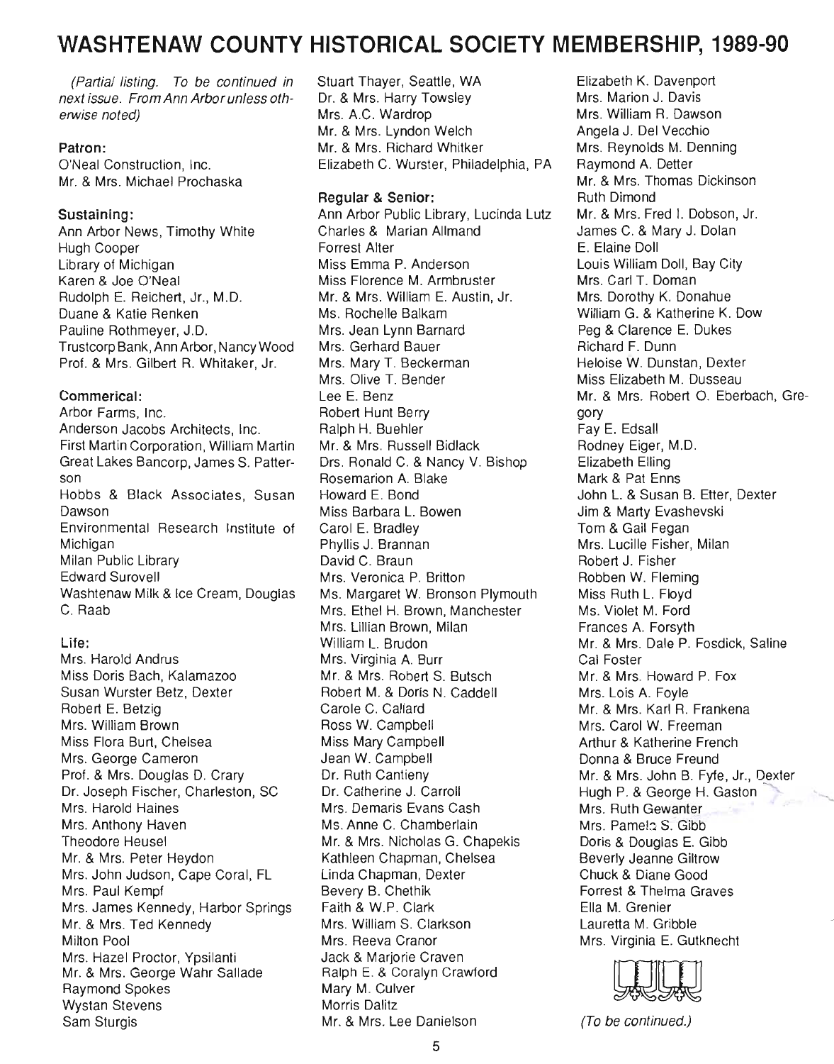# WASHTENAW COUNTY HISTORICAL SOCIETY MEMBERSHIP, 1989-90

*(Partial listing. To be continued in next issue. From Ann Arbor unless otherwise noted)*

**Patron:**

O'Neal Construction, Inc.
Mr. & Mrs. Michael Prochaska

**Sustaining:**

Ann Arbor News, Timothy White
Hugh Cooper
Library of Michigan
Karen & Joe O'Neal
Rudolph E. Reichert, Jr., M.D.
Duane & Katie Renken
Pauline Rothmeyer, J.D.
Trustcorp Bank, Ann Arbor, Nancy Wood
Prof. & Mrs. Gilbert R. Whitaker, Jr.

**Commerical:**

Arbor Farms, Inc.
Anderson Jacobs Architects, Inc.
First Martin Corporation, William Martin
Great Lakes Bancorp, James S. Patterson
Hobbs & Black Associates, Susan Dawson
Environmental Research Institute of Michigan
Milan Public Library
Edward Surovell
Washtenaw Milk & Ice Cream, Douglas C. Raab

**Life:**

Mrs. Harold Andrus
Miss Doris Bach, Kalamazoo
Susan Wurster Betz, Dexter
Robert E. Betzig
Mrs. William Brown
Miss Flora Burt, Chelsea
Mrs. George Cameron
Prof. & Mrs. Douglas D. Crary
Dr. Joseph Fischer, Charleston, SC
Mrs. Harold Haines
Mrs. Anthony Haven
Theodore Heusel
Mr. & Mrs. Peter Heydon
Mrs. John Judson, Cape Coral, FL
Mrs. Paul Kempf
Mrs. James Kennedy, Harbor Springs
Mr. & Mrs. Ted Kennedy
Milton Pool
Mrs. Hazel Proctor, Ypsilanti
Mr. & Mrs. George Wahr Sallade
Raymond Spokes
Wystan Stevens
Sam Sturgis
Stuart Thayer, Seattle, WA
Dr. & Mrs. Harry Towsley
Mrs. A.C. Wardrop
Mr. & Mrs. Lyndon Welch
Mr. & Mrs. Richard Whitker
Elizabeth C. Wurster, Philadelphia, PA

**Regular & Senior:**

Ann Arbor Public Library, Lucinda Lutz
Charles & Marian Allmand
Forrest Alter
Miss Emma P. Anderson
Miss Florence M. Armbruster
Mr. & Mrs. William E. Austin, Jr.
Ms. Rochelle Balkam
Mrs. Jean Lynn Barnard
Mrs. Gerhard Bauer
Mrs. Mary T. Beckerman
Mrs. Olive T. Bender
Lee E. Benz
Robert Hunt Berry
Ralph H. Buehler
Mr. & Mrs. Russell Bidlack
Drs. Ronald C. & Nancy V. Bishop
Rosemarion A. Blake
Howard E. Bond
Miss Barbara L. Bowen
Carol E. Bradley
Phyllis J. Brannan
David C. Braun
Mrs. Veronica P. Britton
Ms. Margaret W. Bronson Plymouth
Mrs. Ethel H. Brown, Manchester
Mrs. Lillian Brown, Milan
William L. Brudon
Mrs. Virginia A. Burr
Mr. & Mrs. Robert S. Butsch
Robert M. & Doris N. Caddell
Carole C. Callard
Ross W. Campbell
Miss Mary Campbell
Jean W. Campbell
Dr. Ruth Cantieny
Dr. Catherine J. Carroll
Mrs. Demaris Evans Cash
Ms. Anne C. Chamberlain
Mr. & Mrs. Nicholas G. Chapekis
Kathleen Chapman, Chelsea
Linda Chapman, Dexter
Bevery B. Chethik
Faith & W.P. Clark
Mrs. William S. Clarkson
Mrs. Reeva Cranor
Jack & Marjorie Craven
Ralph E. & Coralyn Crawford
Mary M. Culver
Morris Dalitz
Mr. & Mrs. Lee Danielson
Elizabeth K. Davenport
Mrs. Marion J. Davis
Mrs. William R. Dawson
Angela J. Del Vecchio
Mrs. Reynolds M. Denning
Raymond A. Detter
Mr. & Mrs. Thomas Dickinson
Ruth Dimond
Mr. & Mrs. Fred I. Dobson, Jr.
James C. & Mary J. Dolan
E. Elaine Doll
Louis William Doll, Bay City
Mrs. Carl T. Doman
Mrs. Dorothy K. Donahue
William G. & Katherine K. Dow
Peg & Clarence E. Dukes
Richard F. Dunn
Heloise W. Dunstan, Dexter
Miss Elizabeth M. Dusseau
Mr. & Mrs. Robert O. Eberbach, Gregory
Fay E. Edsall
Rodney Eiger, M.D.
Elizabeth Elling
Mark & Pat Enns
John L. & Susan B. Etter, Dexter
Jim & Marty Evashevski
Tom & Gail Fegan
Mrs. Lucille Fisher, Milan
Robert J. Fisher
Robben W. Fleming
Miss Ruth L. Floyd
Ms. Violet M. Ford
Frances A. Forsyth
Mr. & Mrs. Dale P. Fosdick, Saline
Cal Foster
Mr. & Mrs. Howard P. Fox
Mrs. Lois A. Foyle
Mr. & Mrs. Karl R. Frankena
Mrs. Carol W. Freeman
Arthur & Katherine French
Donna & Bruce Freund
Mr. & Mrs. John B. Fyfe, Jr., Dexter
Hugh P. & George H. Gaston
Mrs. Ruth Gewanter
Mrs. Pamela S. Gibb
Doris & Douglas E. Gibb
Beverly Jeanne Giltrow
Chuck & Diane Good
Forrest & Thelma Graves
Ella M. Grenier
Lauretta M. Gribble
Mrs. Virginia E. Gutknecht

*(To be continued.)*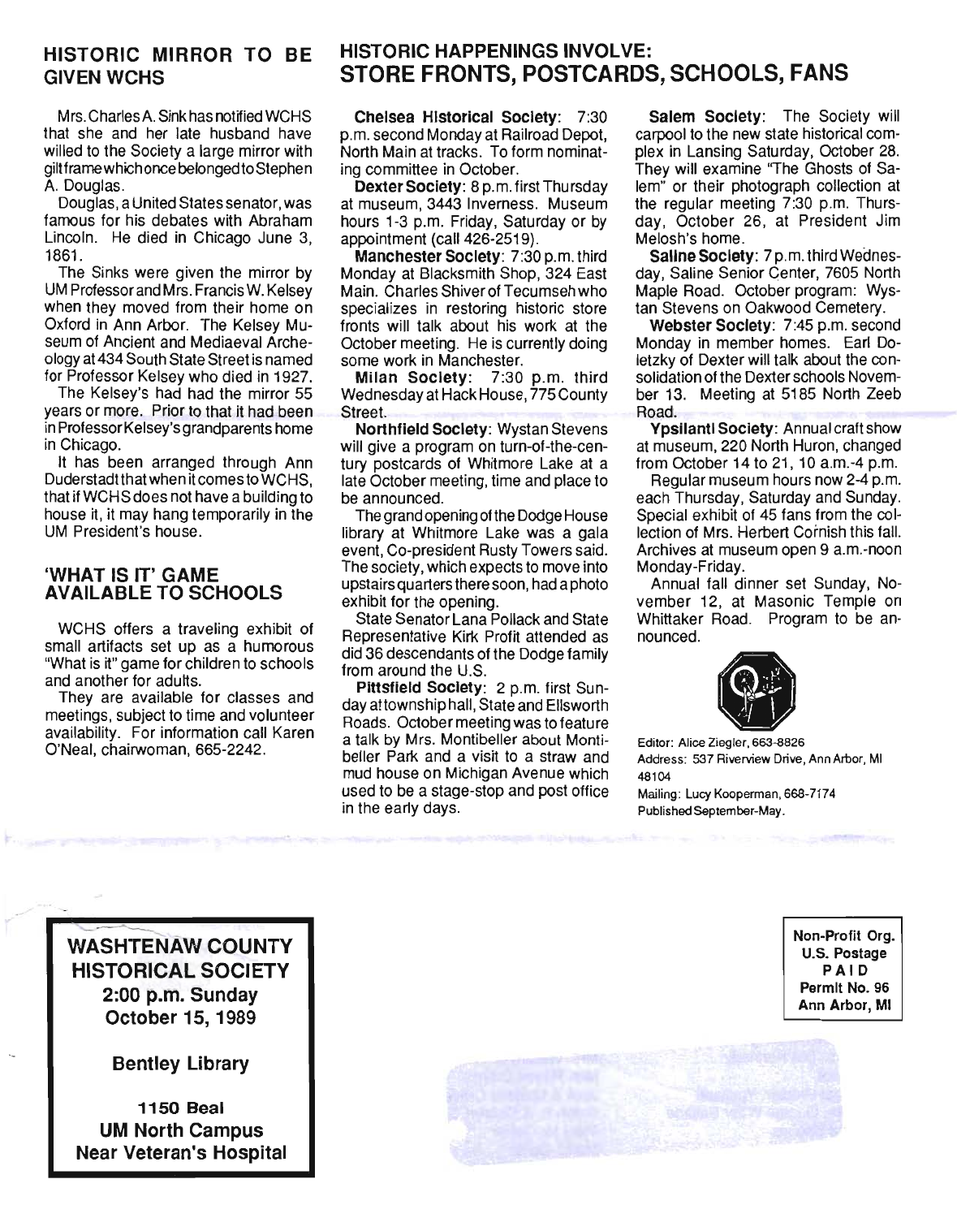## HISTORIC MIRROR TO BE GIVEN WCHS

Mrs. Charles A. Sink has notified WCHS that she and her late husband have willed to the Society a large mirror with gilt frame which once belonged to Stephen A. Douglas.

Douglas, a United States senator, was famous for his debates with Abraham Lincoln. He died in Chicago June 3, 1861.

The Sinks were given the mirror by UM Professor and Mrs. Francis W. Kelsey when they moved from their home on Oxford in Ann Arbor. The Kelsey Museum of Ancient and Mediaeval Archeology at 434 South State Street is named for Professor Kelsey who died in 1927.

The Kelsey's had had the mirror 55 years or more. Prior to that it had been in Professor Kelsey's grandparents home in Chicago.

It has been arranged through Ann Duderstadt that when it comes to WCHS, that if WCHS does not have a building to house it, it may hang temporarily in the UM President's house.

## 'WHAT IS IT' GAME AVAILABLE TO SCHOOLS

WCHS offers a traveling exhibit of small artifacts set up as a humorous "What is it" game for children to schools and another for adults.

They are available for classes and meetings, subject to time and volunteer availability. For information call Karen O'Neal, chairwoman, 665-2242.

## HISTORIC HAPPENINGS INVOLVE: STORE FRONTS, POSTCARDS, SCHOOLS, FANS

**Chelsea Historical Society**: 7:30 p.m. second Monday at Railroad Depot, North Main at tracks. To form nominating committee in October.

**Dexter Society**: 8 p.m. first Thursday at museum, 3443 Inverness. Museum hours 1-3 p.m. Friday, Saturday or by appointment (call 426-2519).

**Manchester Society**: 7:30 p.m. third Monday at Blacksmith Shop, 324 East Main. Charles Shiver of Tecumseh who specializes in restoring historic store fronts will talk about his work at the October meeting. He is currently doing some work in Manchester.

**Milan Society**: 7:30 p.m. third Wednesday at Hack House, 775 County Street.

**Northfield Society**: Wystan Stevens will give a program on turn-of-the-century postcards of Whitmore Lake at a late October meeting, time and place to be announced.

The grand opening of the Dodge House library at Whitmore Lake was a gala event, Co-president Rusty Towers said. The society, which expects to move into upstairs quarters there soon, had a photo exhibit for the opening.

State Senator Lana Pollack and State Representative Kirk Profit attended as did 36 descendants of the Dodge family from around the U.S.

**Pittsfield Society**: 2 p.m. first Sunday at township hall, State and Ellsworth Roads. October meeting was to feature a talk by Mrs. Montibeller about Montibeller Park and a visit to a straw and mud house on Michigan Avenue which used to be a stage-stop and post office in the early days.

**Salem Society**: The Society will carpool to the new state historical complex in Lansing Saturday, October 28. They will examine "The Ghosts of Salem" or their photograph collection at the regular meeting 7:30 p.m. Thursday, October 26, at President Jim Melosh's home.

**Saline Society**: 7 p.m. third Wednesday, Saline Senior Center, 7605 North Maple Road. October program: Wystan Stevens on Oakwood Cemetery.

**Webster Society**: 7:45 p.m. second Monday in member homes. Earl Doletzky of Dexter will talk about the consolidation of the Dexter schools November 13. Meeting at 5185 North Zeeb Road.

**Ypsilanti Society**: Annual craft show at museum, 220 North Huron, changed from October 14 to 21, 10 a.m.-4 p.m.

Regular museum hours now 2-4 p.m. each Thursday, Saturday and Sunday. Special exhibit of 45 fans from the collection of Mrs. Herbert Cornish this fall. Archives at museum open 9 a.m.-noon Monday-Friday.

Annual fall dinner set Sunday, November 12, at Masonic Temple on Whittaker Road. Program to be announced.

Editor: Alice Ziegler, 663-8826
Address: 537 Riverview Drive, Ann Arbor, MI 48104
Mailing: Lucy Kooperman, 668-7174
Published September-May.

**WASHTENAW COUNTY HISTORICAL SOCIETY**
**2:00 p.m. Sunday October 15, 1989**

**Bentley Library**

**1150 Beal**
**UM North Campus**
**Near Veteran's Hospital**

Non-Profit Org.
U.S. Postage
PAID
Permit No. 96
Ann Arbor, MI